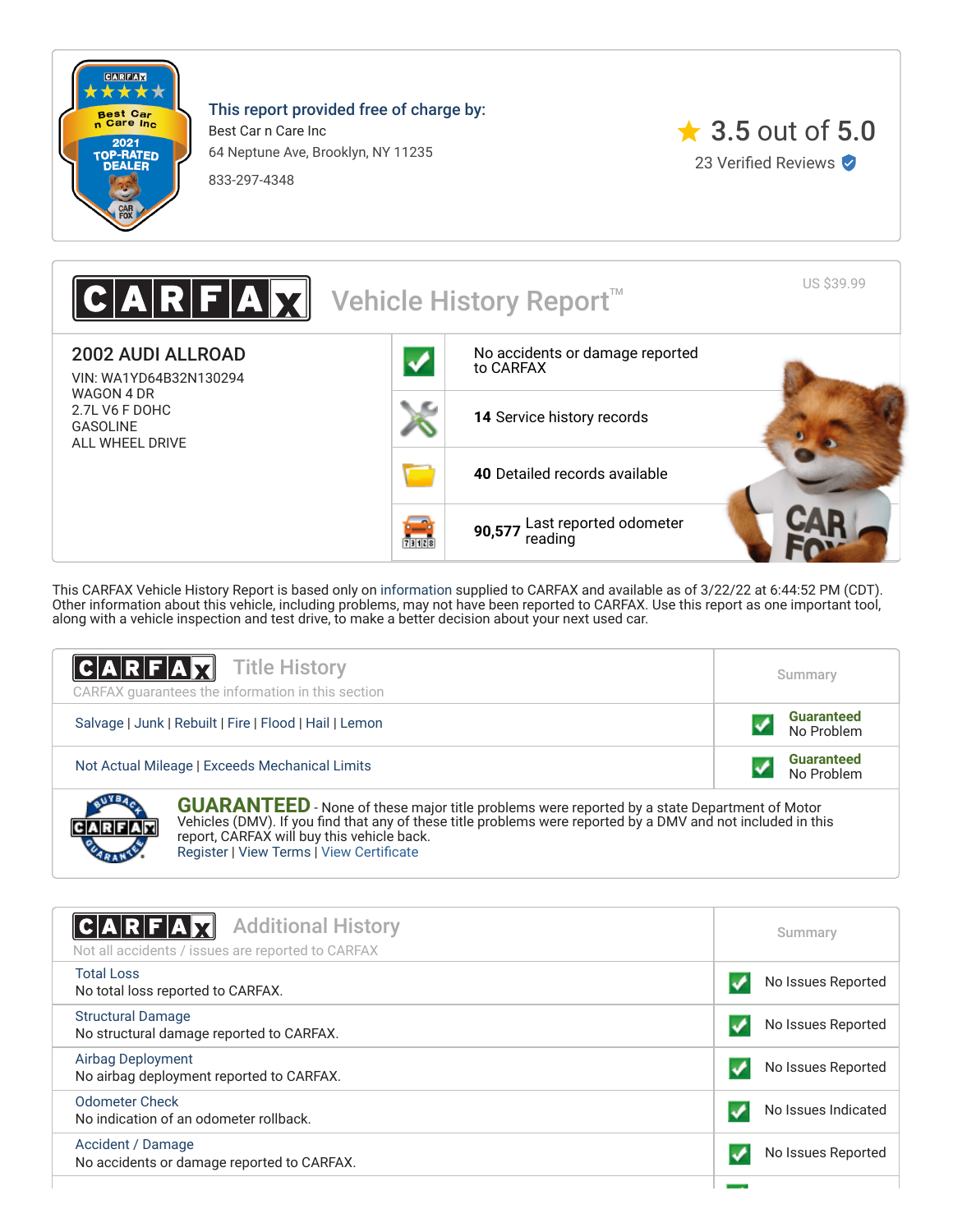**This report provided free of charge by:**

Best Car n Care Inc
64 Neptune Ave, Brooklyn, NY 11235
833-297-4348

3.5 out of 5.0
23 Verified Reviews

# CARFAX Vehicle History Report™

US $39.99

## 2002 AUDI ALLROAD

VIN: WA1YD64B32N130294
WAGON 4 DR
2.7L V6 F DOHC
GASOLINE
ALL WHEEL DRIVE

- No accidents or damage reported to CARFAX
- **14** Service history records
- **40** Detailed records available
- **90,577** Last reported odometer reading

This CARFAX Vehicle History Report is based only on information supplied to CARFAX and available as of 3/22/22 at 6:44:52 PM (CDT). Other information about this vehicle, including problems, may not have been reported to CARFAX. Use this report as one important tool, along with a vehicle inspection and test drive, to make a better decision about your next used car.

## CARFAX Title History

CARFAX guarantees the information in this section

| | Summary |
|---|---|
| Salvage \| Junk \| Rebuilt \| Fire \| Flood \| Hail \| Lemon | Guaranteed No Problem |
| Not Actual Mileage \| Exceeds Mechanical Limits | Guaranteed No Problem |

**GUARANTEED** - None of these major title problems were reported by a state Department of Motor Vehicles (DMV). If you find that any of these title problems were reported by a DMV and not included in this report, CARFAX will buy this vehicle back.
Register | View Terms | View Certificate

## CARFAX Additional History

Not all accidents / issues are reported to CARFAX

| | Summary |
|---|---|
| Total Loss<br>No total loss reported to CARFAX. | No Issues Reported |
| Structural Damage<br>No structural damage reported to CARFAX. | No Issues Reported |
| Airbag Deployment<br>No airbag deployment reported to CARFAX. | No Issues Reported |
| Odometer Check<br>No indication of an odometer rollback. | No Issues Indicated |
| Accident / Damage<br>No accidents or damage reported to CARFAX. | No Issues Reported |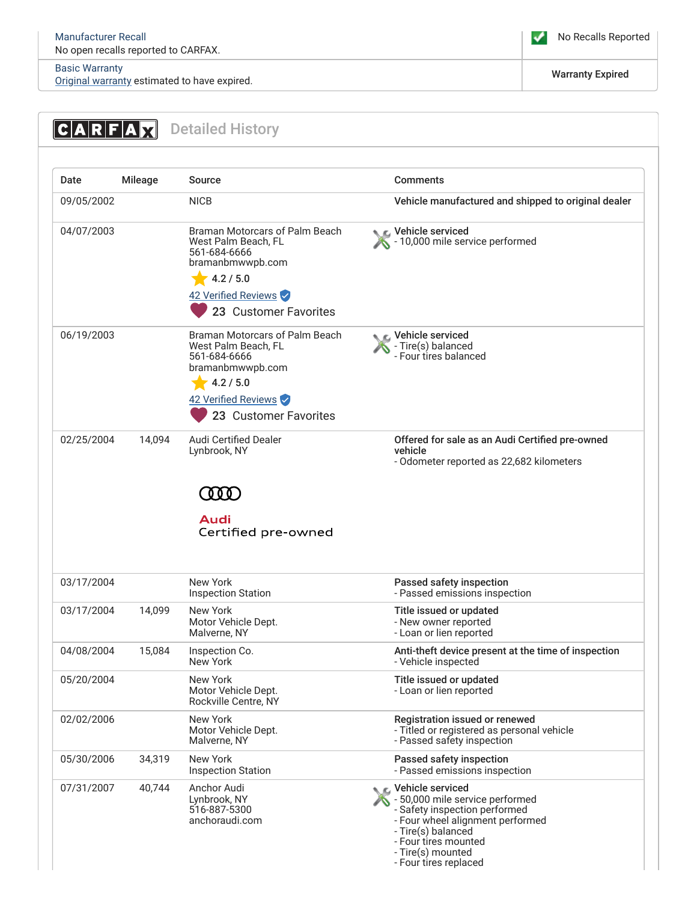| Manufacturer Recall<br>No open recalls reported to CARFAX. | No Recalls Reported |
|---|---|
| Basic Warranty<br>Original warranty estimated to have expired. | Warranty Expired |

## CARFAX Detailed History

| Date | Mileage | Source | Comments |
|---|---|---|---|
| 09/05/2002 | | NICB | **Vehicle manufactured and shipped to original dealer** |
| 04/07/2003 | | Braman Motorcars of Palm Beach<br>West Palm Beach, FL<br>561-684-6666<br>bramanbmwwpb.com<br>4.2 / 5.0<br>42 Verified Reviews<br>23 Customer Favorites | **Vehicle serviced**<br>- 10,000 mile service performed |
| 06/19/2003 | | Braman Motorcars of Palm Beach<br>West Palm Beach, FL<br>561-684-6666<br>bramanbmwwpb.com<br>4.2 / 5.0<br>42 Verified Reviews<br>23 Customer Favorites | **Vehicle serviced**<br>- Tire(s) balanced<br>- Four tires balanced |
| 02/25/2004 | 14,094 | Audi Certified Dealer<br>Lynbrook, NY<br>Audi<br>Certified pre-owned | **Offered for sale as an Audi Certified pre-owned vehicle**<br>- Odometer reported as 22,682 kilometers |
| 03/17/2004 | | New York<br>Inspection Station | **Passed safety inspection**<br>- Passed emissions inspection |
| 03/17/2004 | 14,099 | New York<br>Motor Vehicle Dept.<br>Malverne, NY | **Title issued or updated**<br>- New owner reported<br>- Loan or lien reported |
| 04/08/2004 | 15,084 | Inspection Co.<br>New York | **Anti-theft device present at the time of inspection**<br>- Vehicle inspected |
| 05/20/2004 | | New York<br>Motor Vehicle Dept.<br>Rockville Centre, NY | **Title issued or updated**<br>- Loan or lien reported |
| 02/02/2006 | | New York<br>Motor Vehicle Dept.<br>Malverne, NY | **Registration issued or renewed**<br>- Titled or registered as personal vehicle<br>- Passed safety inspection |
| 05/30/2006 | 34,319 | New York<br>Inspection Station | **Passed safety inspection**<br>- Passed emissions inspection |
| 07/31/2007 | 40,744 | Anchor Audi<br>Lynbrook, NY<br>516-887-5300<br>anchoraudi.com | **Vehicle serviced**<br>- 50,000 mile service performed<br>- Safety inspection performed<br>- Four wheel alignment performed<br>- Tire(s) balanced<br>- Four tires mounted<br>- Tire(s) mounted<br>- Four tires replaced |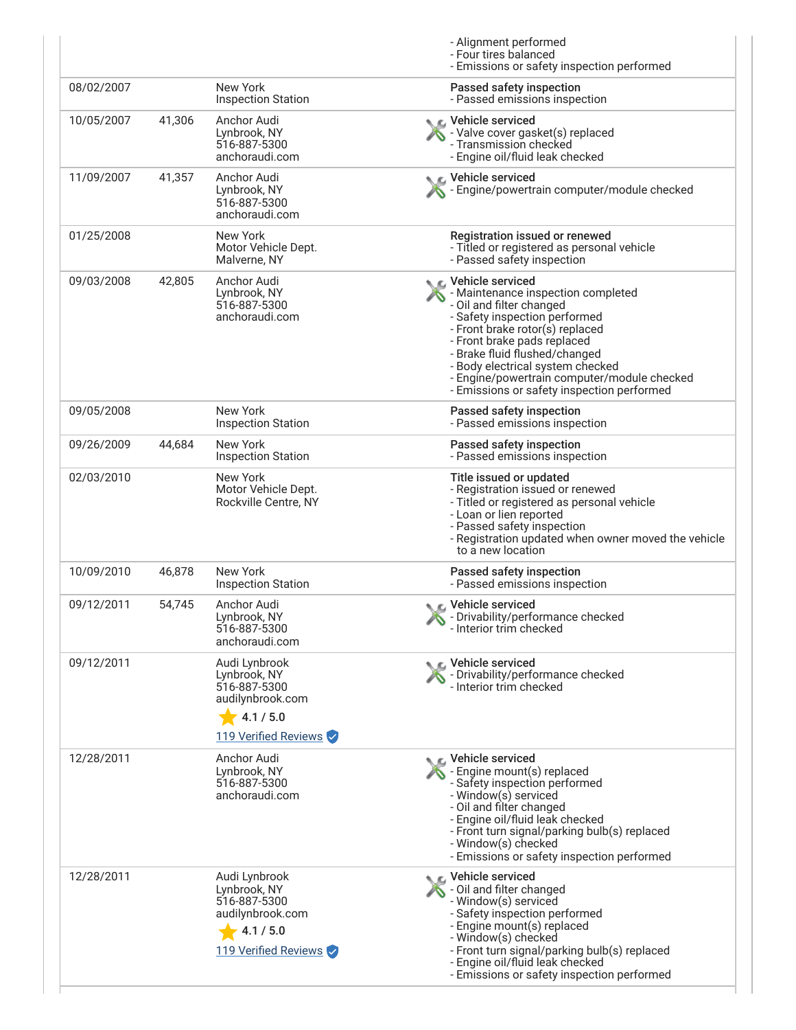| Date | Mileage | Source | Comments |
|---|---|---|---|
| | | | - Alignment performed<br>- Four tires balanced<br>- Emissions or safety inspection performed |
| 08/02/2007 | | New York<br>Inspection Station | **Passed safety inspection**<br>- Passed emissions inspection |
| 10/05/2007 | 41,306 | Anchor Audi<br>Lynbrook, NY<br>516-887-5300<br>anchoraudi.com | **Vehicle serviced**<br>- Valve cover gasket(s) replaced<br>- Transmission checked<br>- Engine oil/fluid leak checked |
| 11/09/2007 | 41,357 | Anchor Audi<br>Lynbrook, NY<br>516-887-5300<br>anchoraudi.com | **Vehicle serviced**<br>- Engine/powertrain computer/module checked |
| 01/25/2008 | | New York<br>Motor Vehicle Dept.<br>Malverne, NY | **Registration issued or renewed**<br>- Titled or registered as personal vehicle<br>- Passed safety inspection |
| 09/03/2008 | 42,805 | Anchor Audi<br>Lynbrook, NY<br>516-887-5300<br>anchoraudi.com | **Vehicle serviced**<br>- Maintenance inspection completed<br>- Oil and filter changed<br>- Safety inspection performed<br>- Front brake rotor(s) replaced<br>- Front brake pads replaced<br>- Brake fluid flushed/changed<br>- Body electrical system checked<br>- Engine/powertrain computer/module checked<br>- Emissions or safety inspection performed |
| 09/05/2008 | | New York<br>Inspection Station | **Passed safety inspection**<br>- Passed emissions inspection |
| 09/26/2009 | 44,684 | New York<br>Inspection Station | **Passed safety inspection**<br>- Passed emissions inspection |
| 02/03/2010 | | New York<br>Motor Vehicle Dept.<br>Rockville Centre, NY | **Title issued or updated**<br>- Registration issued or renewed<br>- Titled or registered as personal vehicle<br>- Loan or lien reported<br>- Passed safety inspection<br>- Registration updated when owner moved the vehicle to a new location |
| 10/09/2010 | 46,878 | New York<br>Inspection Station | **Passed safety inspection**<br>- Passed emissions inspection |
| 09/12/2011 | 54,745 | Anchor Audi<br>Lynbrook, NY<br>516-887-5300<br>anchoraudi.com | **Vehicle serviced**<br>- Drivability/performance checked<br>- Interior trim checked |
| 09/12/2011 | | Audi Lynbrook<br>Lynbrook, NY<br>516-887-5300<br>audilynbrook.com<br>4.1 / 5.0<br>119 Verified Reviews | **Vehicle serviced**<br>- Drivability/performance checked<br>- Interior trim checked |
| 12/28/2011 | | Anchor Audi<br>Lynbrook, NY<br>516-887-5300<br>anchoraudi.com | **Vehicle serviced**<br>- Engine mount(s) replaced<br>- Safety inspection performed<br>- Window(s) serviced<br>- Oil and filter changed<br>- Engine oil/fluid leak checked<br>- Front turn signal/parking bulb(s) replaced<br>- Window(s) checked<br>- Emissions or safety inspection performed |
| 12/28/2011 | | Audi Lynbrook<br>Lynbrook, NY<br>516-887-5300<br>audilynbrook.com<br>4.1 / 5.0<br>119 Verified Reviews | **Vehicle serviced**<br>- Oil and filter changed<br>- Window(s) serviced<br>- Safety inspection performed<br>- Engine mount(s) replaced<br>- Window(s) checked<br>- Front turn signal/parking bulb(s) replaced<br>- Engine oil/fluid leak checked<br>- Emissions or safety inspection performed |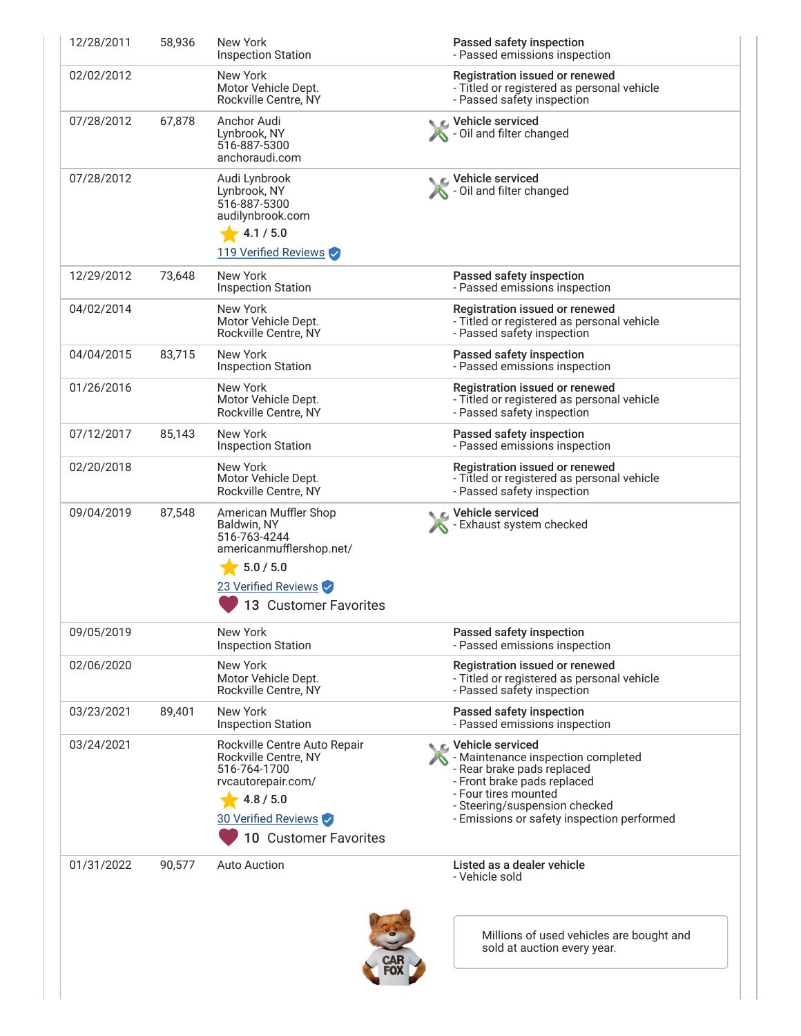| Date | Mileage | Source | Comments |
|---|---|---|---|
| 12/28/2011 | 58,936 | New York<br>Inspection Station | **Passed safety inspection**<br>- Passed emissions inspection |
| 02/02/2012 | | New York<br>Motor Vehicle Dept.<br>Rockville Centre, NY | **Registration issued or renewed**<br>- Titled or registered as personal vehicle<br>- Passed safety inspection |
| 07/28/2012 | 67,878 | Anchor Audi<br>Lynbrook, NY<br>516-887-5300<br>anchoraudi.com | **Vehicle serviced**<br>- Oil and filter changed |
| 07/28/2012 | | Audi Lynbrook<br>Lynbrook, NY<br>516-887-5300<br>audilynbrook.com<br>4.1 / 5.0<br>119 Verified Reviews | **Vehicle serviced**<br>- Oil and filter changed |
| 12/29/2012 | 73,648 | New York<br>Inspection Station | **Passed safety inspection**<br>- Passed emissions inspection |
| 04/02/2014 | | New York<br>Motor Vehicle Dept.<br>Rockville Centre, NY | **Registration issued or renewed**<br>- Titled or registered as personal vehicle<br>- Passed safety inspection |
| 04/04/2015 | 83,715 | New York<br>Inspection Station | **Passed safety inspection**<br>- Passed emissions inspection |
| 01/26/2016 | | New York<br>Motor Vehicle Dept.<br>Rockville Centre, NY | **Registration issued or renewed**<br>- Titled or registered as personal vehicle<br>- Passed safety inspection |
| 07/12/2017 | 85,143 | New York<br>Inspection Station | **Passed safety inspection**<br>- Passed emissions inspection |
| 02/20/2018 | | New York<br>Motor Vehicle Dept.<br>Rockville Centre, NY | **Registration issued or renewed**<br>- Titled or registered as personal vehicle<br>- Passed safety inspection |
| 09/04/2019 | 87,548 | American Muffler Shop<br>Baldwin, NY<br>516-763-4244<br>americanmufflershop.net/<br>5.0 / 5.0<br>23 Verified Reviews<br>13 Customer Favorites | **Vehicle serviced**<br>- Exhaust system checked |
| 09/05/2019 | | New York<br>Inspection Station | **Passed safety inspection**<br>- Passed emissions inspection |
| 02/06/2020 | | New York<br>Motor Vehicle Dept.<br>Rockville Centre, NY | **Registration issued or renewed**<br>- Titled or registered as personal vehicle<br>- Passed safety inspection |
| 03/23/2021 | 89,401 | New York<br>Inspection Station | **Passed safety inspection**<br>- Passed emissions inspection |
| 03/24/2021 | | Rockville Centre Auto Repair<br>Rockville Centre, NY<br>516-764-1700<br>rvcautorepair.com/<br>4.8 / 5.0<br>30 Verified Reviews<br>10 Customer Favorites | **Vehicle serviced**<br>- Maintenance inspection completed<br>- Rear brake pads replaced<br>- Front brake pads replaced<br>- Four tires mounted<br>- Steering/suspension checked<br>- Emissions or safety inspection performed |
| 01/31/2022 | 90,577 | Auto Auction | **Listed as a dealer vehicle**<br>- Vehicle sold |

Millions of used vehicles are bought and sold at auction every year.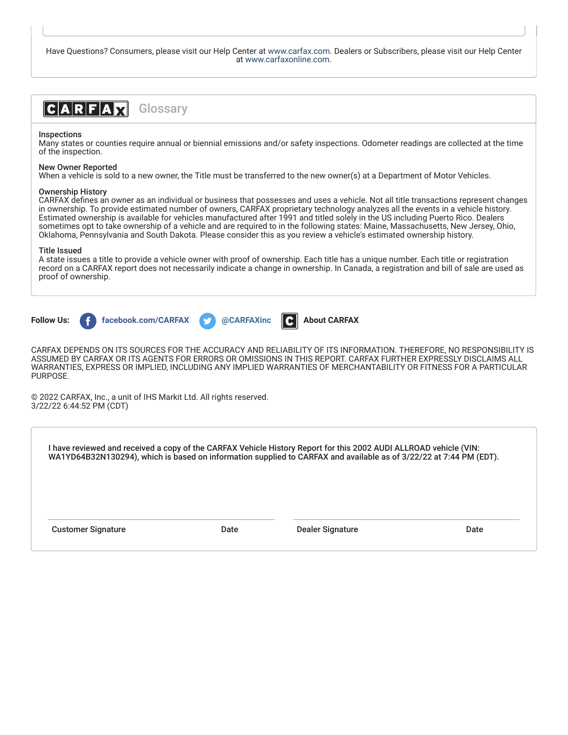Have Questions? Consumers, please visit our Help Center at www.carfax.com. Dealers or Subscribers, please visit our Help Center at www.carfaxonline.com.

## CARFAX Glossary

**Inspections**
Many states or counties require annual or biennial emissions and/or safety inspections. Odometer readings are collected at the time of the inspection.

**New Owner Reported**
When a vehicle is sold to a new owner, the Title must be transferred to the new owner(s) at a Department of Motor Vehicles.

**Ownership History**
CARFAX defines an owner as an individual or business that possesses and uses a vehicle. Not all title transactions represent changes in ownership. To provide estimated number of owners, CARFAX proprietary technology analyzes all the events in a vehicle history. Estimated ownership is available for vehicles manufactured after 1991 and titled solely in the US including Puerto Rico. Dealers sometimes opt to take ownership of a vehicle and are required to in the following states: Maine, Massachusetts, New Jersey, Ohio, Oklahoma, Pennsylvania and South Dakota. Please consider this as you review a vehicle's estimated ownership history.

**Title Issued**
A state issues a title to provide a vehicle owner with proof of ownership. Each title has a unique number. Each title or registration record on a CARFAX report does not necessarily indicate a change in ownership. In Canada, a registration and bill of sale are used as proof of ownership.

**Follow Us:** facebook.com/CARFAX @CARFAXinc About CARFAX

CARFAX DEPENDS ON ITS SOURCES FOR THE ACCURACY AND RELIABILITY OF ITS INFORMATION. THEREFORE, NO RESPONSIBILITY IS ASSUMED BY CARFAX OR ITS AGENTS FOR ERRORS OR OMISSIONS IN THIS REPORT. CARFAX FURTHER EXPRESSLY DISCLAIMS ALL WARRANTIES, EXPRESS OR IMPLIED, INCLUDING ANY IMPLIED WARRANTIES OF MERCHANTABILITY OR FITNESS FOR A PARTICULAR PURPOSE.

© 2022 CARFAX, Inc., a unit of IHS Markit Ltd. All rights reserved.
3/22/22 6:44:52 PM (CDT)

**I have reviewed and received a copy of the CARFAX Vehicle History Report for this 2002 AUDI ALLROAD vehicle (VIN: WA1YD64B32N130294), which is based on information supplied to CARFAX and available as of 3/22/22 at 7:44 PM (EDT).**

**Customer Signature** **Date** **Dealer Signature** **Date**